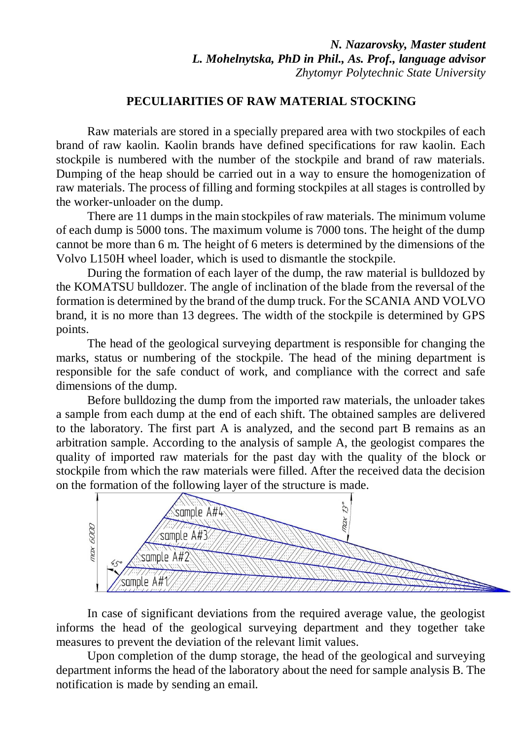***N. Nazarovsky, Master student***
***L. Mohelnytska, PhD in Phil., As. Prof., language advisor***
*Zhytomyr Polytechnic State University*

# PECULIARITIES OF RAW MATERIAL STOCKING

Raw materials are stored in a specially prepared area with two stockpiles of each brand of raw kaolin. Kaolin brands have defined specifications for raw kaolin. Each stockpile is numbered with the number of the stockpile and brand of raw materials. Dumping of the heap should be carried out in a way to ensure the homogenization of raw materials. The process of filling and forming stockpiles at all stages is controlled by the worker-unloader on the dump.

There are 11 dumps in the main stockpiles of raw materials. The minimum volume of each dump is 5000 tons. The maximum volume is 7000 tons. The height of the dump cannot be more than 6 m. The height of 6 meters is determined by the dimensions of the Volvo L150H wheel loader, which is used to dismantle the stockpile.

During the formation of each layer of the dump, the raw material is bulldozed by the KOMATSU bulldozer. The angle of inclination of the blade from the reversal of the formation is determined by the brand of the dump truck. For the SCANIA AND VOLVO brand, it is no more than 13 degrees. The width of the stockpile is determined by GPS points.

The head of the geological surveying department is responsible for changing the marks, status or numbering of the stockpile. The head of the mining department is responsible for the safe conduct of work, and compliance with the correct and safe dimensions of the dump.

Before bulldozing the dump from the imported raw materials, the unloader takes a sample from each dump at the end of each shift. The obtained samples are delivered to the laboratory. The first part A is analyzed, and the second part B remains as an arbitration sample. According to the analysis of sample A, the geologist compares the quality of imported raw materials for the past day with the quality of the block or stockpile from which the raw materials were filled. After the received data the decision on the formation of the following layer of the structure is made.

In case of significant deviations from the required average value, the geologist informs the head of the geological surveying department and they together take measures to prevent the deviation of the relevant limit values.

Upon completion of the dump storage, the head of the geological and surveying department informs the head of the laboratory about the need for sample analysis B. The notification is made by sending an email.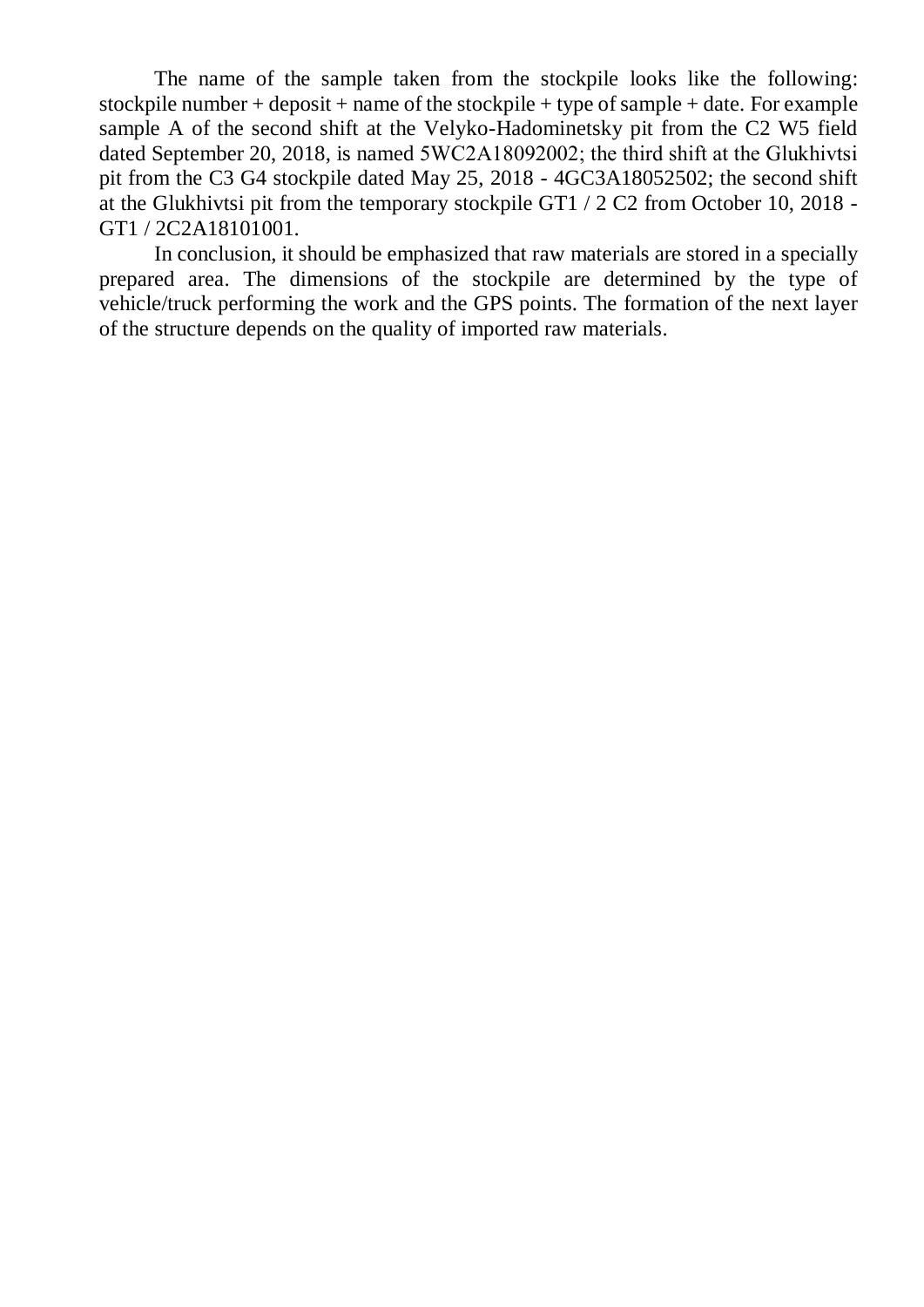The name of the sample taken from the stockpile looks like the following: stockpile number + deposit + name of the stockpile + type of sample + date. For example sample A of the second shift at the Velyko-Hadominetsky pit from the C2 W5 field dated September 20, 2018, is named 5WC2A18092002; the third shift at the Glukhivtsi pit from the C3 G4 stockpile dated May 25, 2018 - 4GC3A18052502; the second shift at the Glukhivtsi pit from the temporary stockpile GT1 / 2 C2 from October 10, 2018 - GT1 / 2C2A18101001.

In conclusion, it should be emphasized that raw materials are stored in a specially prepared area. The dimensions of the stockpile are determined by the type of vehicle/truck performing the work and the GPS points. The formation of the next layer of the structure depends on the quality of imported raw materials.